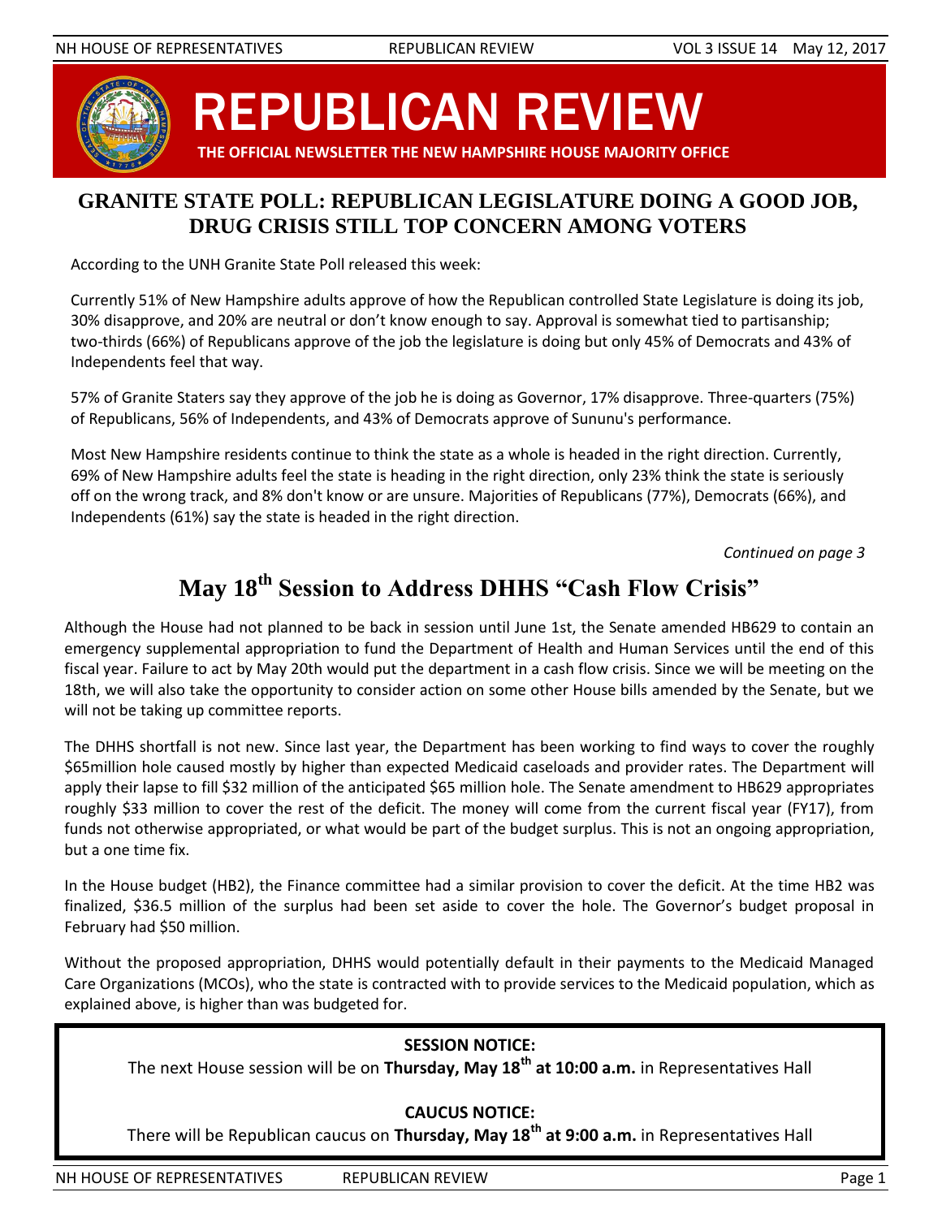# REPUBLICAN REVIEW

**THE OFFICIAL NEWSLETTER THE NEW HAMPSHIRE HOUSE MAJORITY OFFICE**

## GRANITE STATE POLL: REPUBLICAN LEGISLATURE DOING A GOOD JOB, DRUG CRISIS STILL TOP CONCERN AMONG VOTERS

According to the UNH Granite State Poll released this week:

Currently 51% of New Hampshire adults approve of how the Republican controlled State Legislature is doing its job, 30% disapprove, and 20% are neutral or don't know enough to say. Approval is somewhat tied to partisanship; two-thirds (66%) of Republicans approve of the job the legislature is doing but only 45% of Democrats and 43% of Independents feel that way.

57% of Granite Staters say they approve of the job he is doing as Governor, 17% disapprove. Three-quarters (75%) of Republicans, 56% of Independents, and 43% of Democrats approve of Sununu's performance.

Most New Hampshire residents continue to think the state as a whole is headed in the right direction. Currently, 69% of New Hampshire adults feel the state is heading in the right direction, only 23% think the state is seriously off on the wrong track, and 8% don't know or are unsure. Majorities of Republicans (77%), Democrats (66%), and Independents (61%) say the state is headed in the right direction.

*Continued on page 3*

## May 18th Session to Address DHHS "Cash Flow Crisis"

Although the House had not planned to be back in session until June 1st, the Senate amended HB629 to contain an emergency supplemental appropriation to fund the Department of Health and Human Services until the end of this fiscal year. Failure to act by May 20th would put the department in a cash flow crisis. Since we will be meeting on the 18th, we will also take the opportunity to consider action on some other House bills amended by the Senate, but we will not be taking up committee reports.

The DHHS shortfall is not new. Since last year, the Department has been working to find ways to cover the roughly $65million hole caused mostly by higher than expected Medicaid caseloads and provider rates. The Department will apply their lapse to fill $32 million of the anticipated $65 million hole. The Senate amendment to HB629 appropriates roughly $33 million to cover the rest of the deficit. The money will come from the current fiscal year (FY17), from funds not otherwise appropriated, or what would be part of the budget surplus. This is not an ongoing appropriation, but a one time fix.

In the House budget (HB2), the Finance committee had a similar provision to cover the deficit. At the time HB2 was finalized, $36.5 million of the surplus had been set aside to cover the hole. The Governor's budget proposal in February had $50 million.

Without the proposed appropriation, DHHS would potentially default in their payments to the Medicaid Managed Care Organizations (MCOs), who the state is contracted with to provide services to the Medicaid population, which as explained above, is higher than was budgeted for.

**SESSION NOTICE:**

The next House session will be on **Thursday, May 18th at 10:00 a.m.** in Representatives Hall

**CAUCUS NOTICE:**

There will be Republican caucus on **Thursday, May 18th at 9:00 a.m.** in Representatives Hall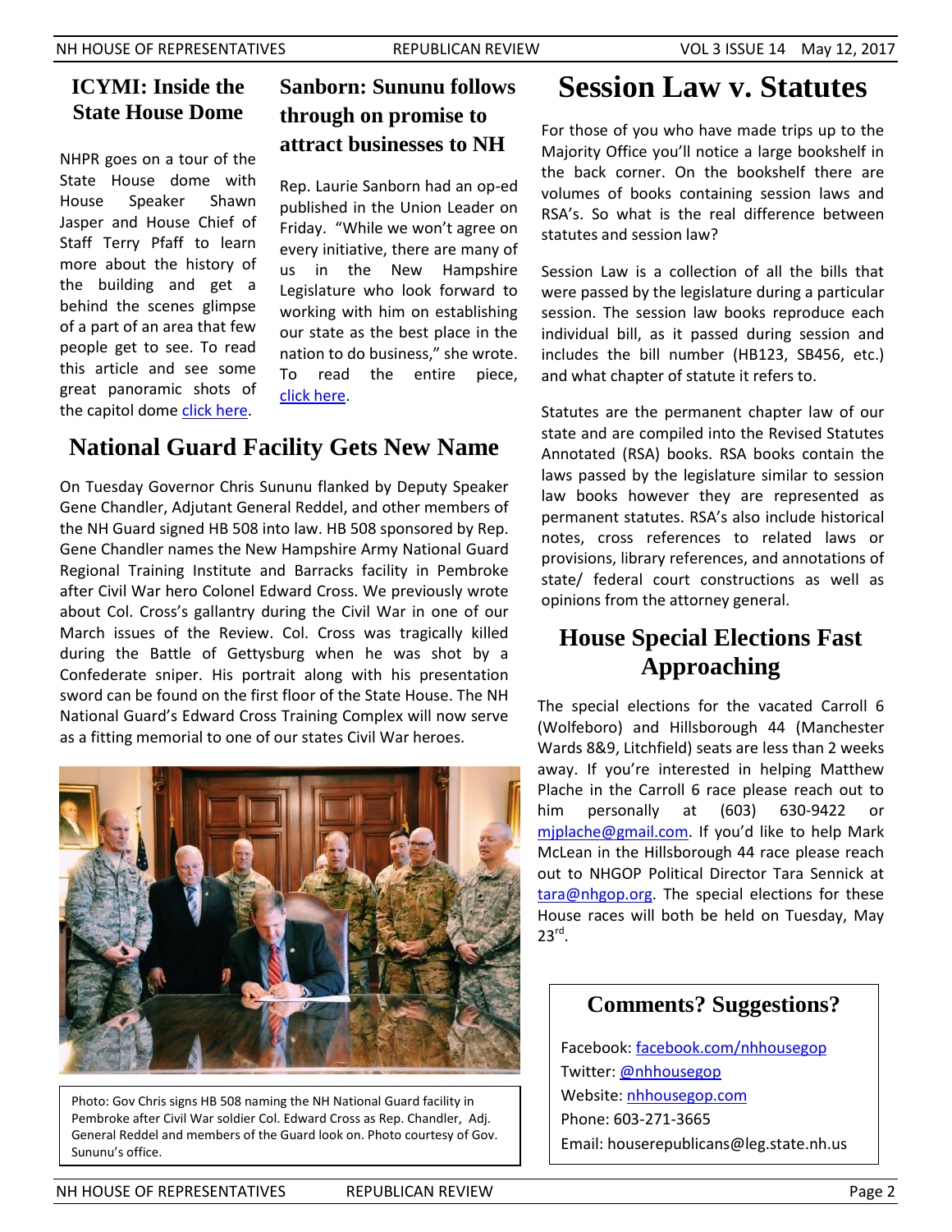## ICYMI: Inside the State House Dome

NHPR goes on a tour of the State House dome with House Speaker Shawn Jasper and House Chief of Staff Terry Pfaff to learn more about the history of the building and get a behind the scenes glimpse of a part of an area that few people get to see. To read this article and see some great panoramic shots of the capitol dome click here.

## Sanborn: Sununu follows through on promise to attract businesses to NH

Rep. Laurie Sanborn had an op-ed published in the Union Leader on Friday. "While we won't agree on every initiative, there are many of us in the New Hampshire Legislature who look forward to working with him on establishing our state as the best place in the nation to do business," she wrote. To read the entire piece, click here.

## National Guard Facility Gets New Name

On Tuesday Governor Chris Sununu flanked by Deputy Speaker Gene Chandler, Adjutant General Reddel, and other members of the NH Guard signed HB 508 into law. HB 508 sponsored by Rep. Gene Chandler names the New Hampshire Army National Guard Regional Training Institute and Barracks facility in Pembroke after Civil War hero Colonel Edward Cross. We previously wrote about Col. Cross's gallantry during the Civil War in one of our March issues of the Review. Col. Cross was tragically killed during the Battle of Gettysburg when he was shot by a Confederate sniper. His portrait along with his presentation sword can be found on the first floor of the State House. The NH National Guard's Edward Cross Training Complex will now serve as a fitting memorial to one of our states Civil War heroes.

Photo: Gov Chris signs HB 508 naming the NH National Guard facility in Pembroke after Civil War soldier Col. Edward Cross as Rep. Chandler, Adj. General Reddel and members of the Guard look on. Photo courtesy of Gov. Sununu's office.

# Session Law v. Statutes

For those of you who have made trips up to the Majority Office you'll notice a large bookshelf in the back corner. On the bookshelf there are volumes of books containing session laws and RSA's. So what is the real difference between statutes and session law?

Session Law is a collection of all the bills that were passed by the legislature during a particular session. The session law books reproduce each individual bill, as it passed during session and includes the bill number (HB123, SB456, etc.) and what chapter of statute it refers to.

Statutes are the permanent chapter law of our state and are compiled into the Revised Statutes Annotated (RSA) books. RSA books contain the laws passed by the legislature similar to session law books however they are represented as permanent statutes. RSA's also include historical notes, cross references to related laws or provisions, library references, and annotations of state/ federal court constructions as well as opinions from the attorney general.

## House Special Elections Fast Approaching

The special elections for the vacated Carroll 6 (Wolfeboro) and Hillsborough 44 (Manchester Wards 8&9, Litchfield) seats are less than 2 weeks away. If you're interested in helping Matthew Plache in the Carroll 6 race please reach out to him personally at (603) 630-9422 or mjplache@gmail.com. If you'd like to help Mark McLean in the Hillsborough 44 race please reach out to NHGOP Political Director Tara Sennick at tara@nhgop.org. The special elections for these House races will both be held on Tuesday, May 23rd.

### Comments? Suggestions?

Facebook: facebook.com/nhhousegop
Twitter: @nhhousegop
Website: nhhousegop.com
Phone: 603-271-3665
Email: houserepublicans@leg.state.nh.us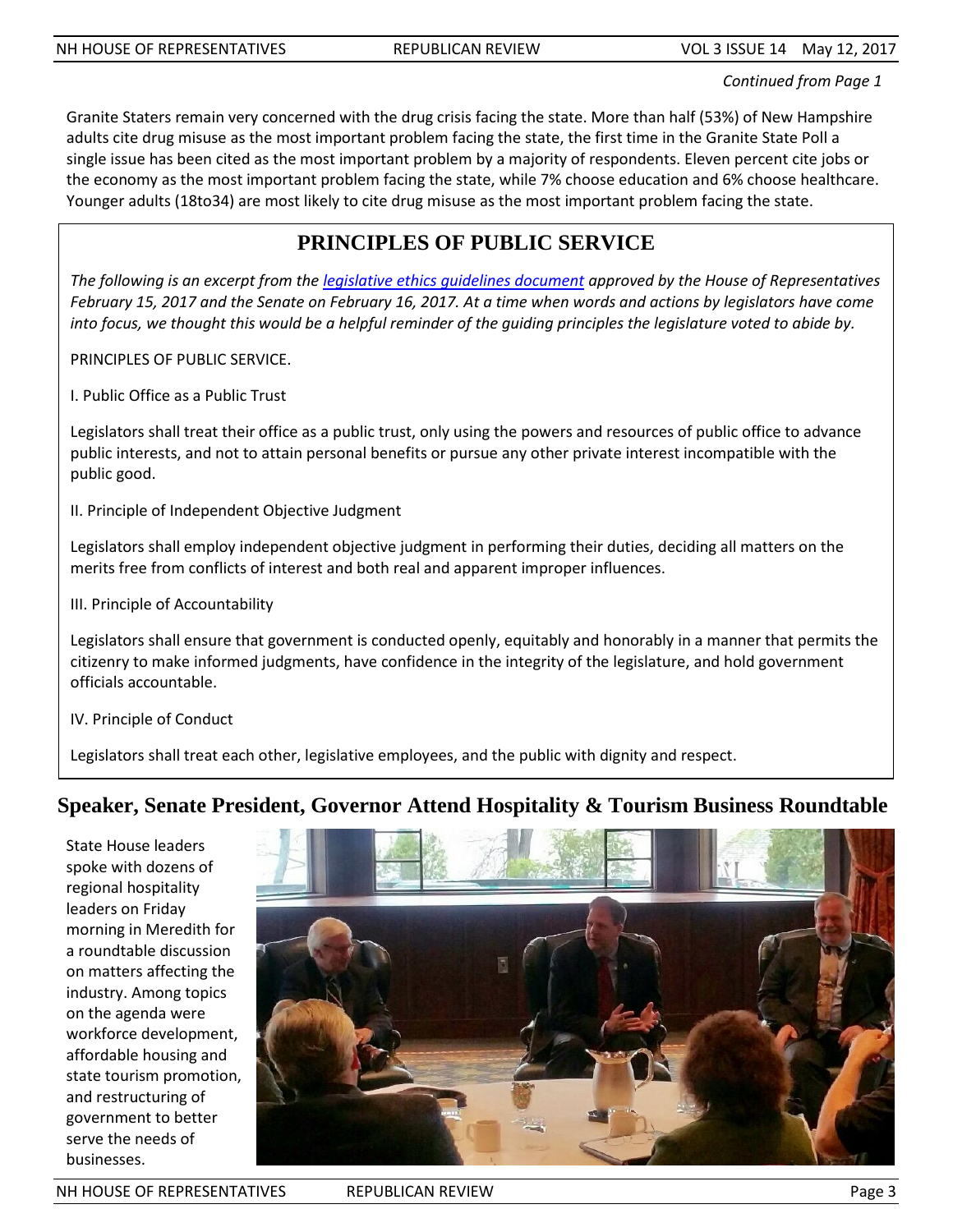*Continued from Page 1*

Granite Staters remain very concerned with the drug crisis facing the state. More than half (53%) of New Hampshire adults cite drug misuse as the most important problem facing the state, the first time in the Granite State Poll a single issue has been cited as the most important problem by a majority of respondents. Eleven percent cite jobs or the economy as the most important problem facing the state, while 7% choose education and 6% choose healthcare. Younger adults (18to34) are most likely to cite drug misuse as the most important problem facing the state.

## PRINCIPLES OF PUBLIC SERVICE

*The following is an excerpt from the legislative ethics guidelines document approved by the House of Representatives February 15, 2017 and the Senate on February 16, 2017. At a time when words and actions by legislators have come into focus, we thought this would be a helpful reminder of the guiding principles the legislature voted to abide by.*

PRINCIPLES OF PUBLIC SERVICE.

I. Public Office as a Public Trust

Legislators shall treat their office as a public trust, only using the powers and resources of public office to advance public interests, and not to attain personal benefits or pursue any other private interest incompatible with the public good.

II. Principle of Independent Objective Judgment

Legislators shall employ independent objective judgment in performing their duties, deciding all matters on the merits free from conflicts of interest and both real and apparent improper influences.

III. Principle of Accountability

Legislators shall ensure that government is conducted openly, equitably and honorably in a manner that permits the citizenry to make informed judgments, have confidence in the integrity of the legislature, and hold government officials accountable.

IV. Principle of Conduct

Legislators shall treat each other, legislative employees, and the public with dignity and respect.

## Speaker, Senate President, Governor Attend Hospitality & Tourism Business Roundtable

State House leaders spoke with dozens of regional hospitality leaders on Friday morning in Meredith for a roundtable discussion on matters affecting the industry. Among topics on the agenda were workforce development, affordable housing and state tourism promotion, and restructuring of government to better serve the needs of businesses.